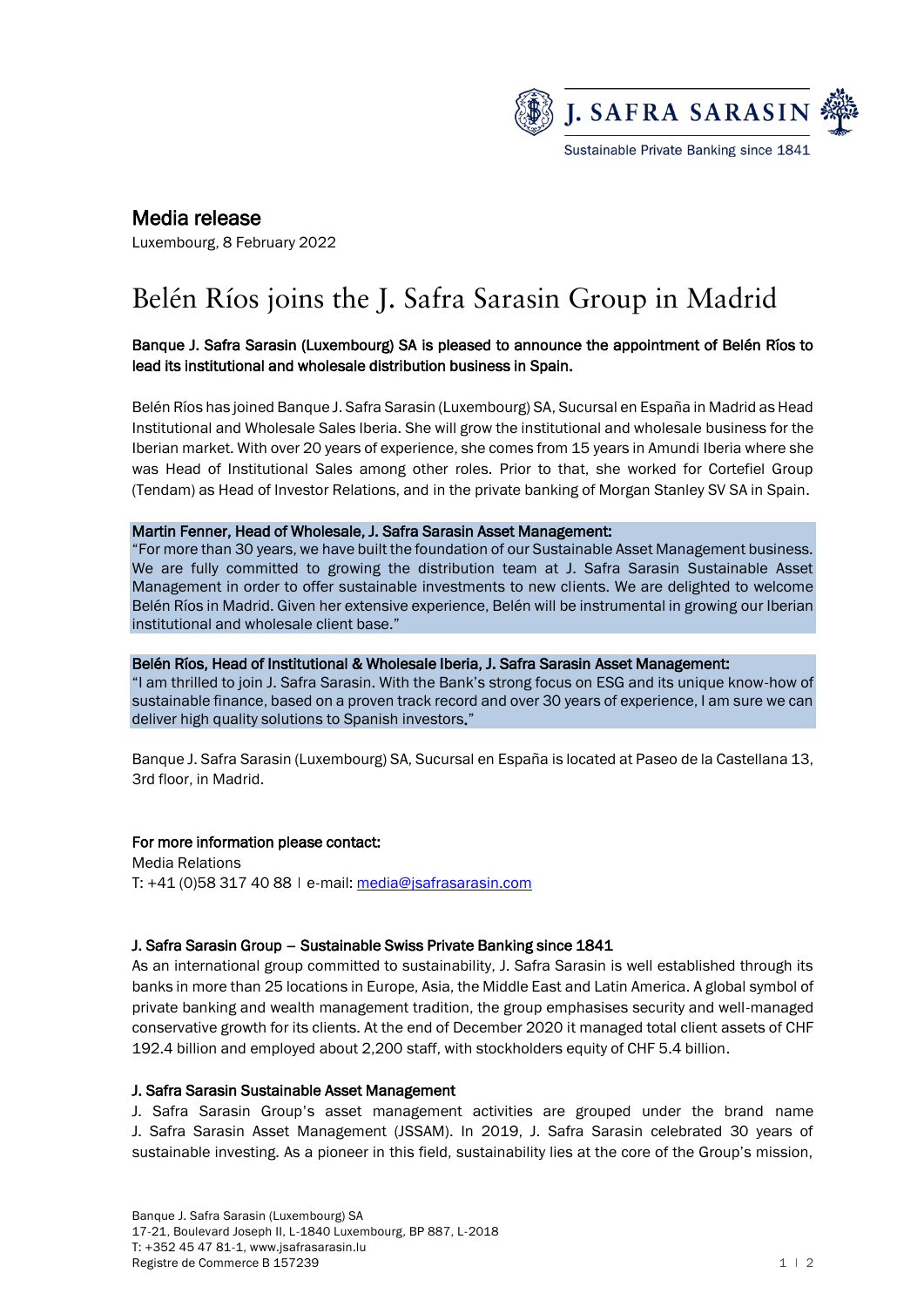# Media release

Luxembourg, 8 February 2022

# Belén Ríos joins the J. Safra Sarasin Group in Madrid

**Banque J. Safra Sarasin (Luxembourg) SA is pleased to announce the appointment of Belén Ríos to lead its institutional and wholesale distribution business in Spain.**

Belén Ríos has joined Banque J. Safra Sarasin (Luxembourg) SA, Sucursal en España in Madrid as Head Institutional and Wholesale Sales Iberia. She will grow the institutional and wholesale business for the Iberian market. With over 20 years of experience, she comes from 15 years in Amundi Iberia where she was Head of Institutional Sales among other roles. Prior to that, she worked for Cortefiel Group (Tendam) as Head of Investor Relations, and in the private banking of Morgan Stanley SV SA in Spain.

**Martin Fenner, Head of Wholesale, J. Safra Sarasin Asset Management:**
"For more than 30 years, we have built the foundation of our Sustainable Asset Management business. We are fully committed to growing the distribution team at J. Safra Sarasin Sustainable Asset Management in order to offer sustainable investments to new clients. We are delighted to welcome Belén Ríos in Madrid. Given her extensive experience, Belén will be instrumental in growing our Iberian institutional and wholesale client base."

**Belén Ríos, Head of Institutional & Wholesale Iberia, J. Safra Sarasin Asset Management:**
"I am thrilled to join J. Safra Sarasin. With the Bank's strong focus on ESG and its unique know-how of sustainable finance, based on a proven track record and over 30 years of experience, I am sure we can deliver high quality solutions to Spanish investors."

Banque J. Safra Sarasin (Luxembourg) SA, Sucursal en España is located at Paseo de la Castellana 13, 3rd floor, in Madrid.

**For more information please contact:**
Media Relations
T: +41 (0)58 317 40 88 | e-mail: media@jsafrasarasin.com

**J. Safra Sarasin Group – Sustainable Swiss Private Banking since 1841**
As an international group committed to sustainability, J. Safra Sarasin is well established through its banks in more than 25 locations in Europe, Asia, the Middle East and Latin America. A global symbol of private banking and wealth management tradition, the group emphasises security and well-managed conservative growth for its clients. At the end of December 2020 it managed total client assets of CHF 192.4 billion and employed about 2,200 staff, with stockholders equity of CHF 5.4 billion.

**J. Safra Sarasin Sustainable Asset Management**
J. Safra Sarasin Group's asset management activities are grouped under the brand name J. Safra Sarasin Asset Management (JSSAM). In 2019, J. Safra Sarasin celebrated 30 years of sustainable investing. As a pioneer in this field, sustainability lies at the core of the Group's mission,

Banque J. Safra Sarasin (Luxembourg) SA
17-21, Boulevard Joseph II, L-1840 Luxembourg, BP 887, L-2018
T: +352 45 47 81-1, www.jsafrasarasin.lu
Registre de Commerce B 157239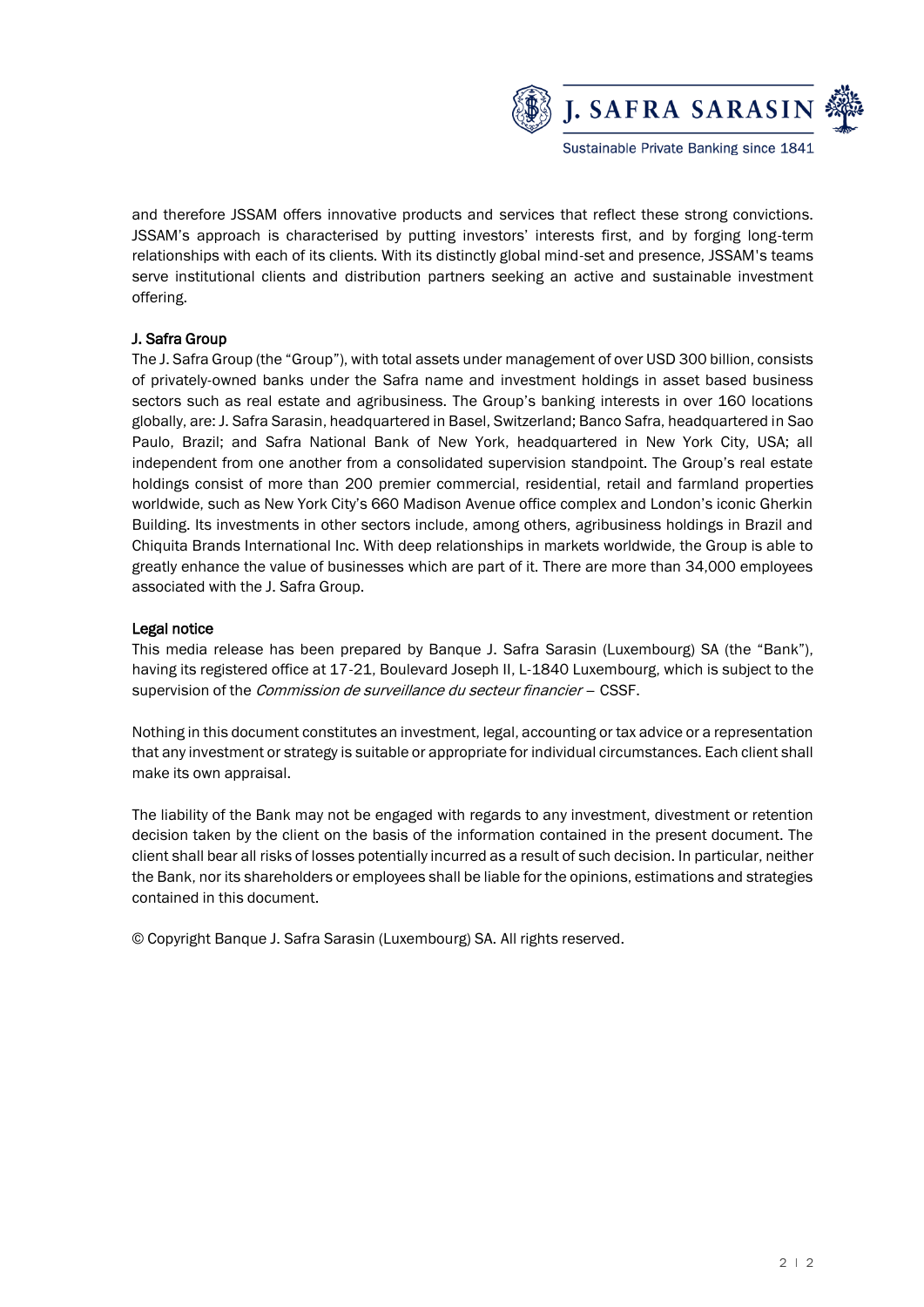and therefore JSSAM offers innovative products and services that reflect these strong convictions. JSSAM's approach is characterised by putting investors' interests first, and by forging long-term relationships with each of its clients. With its distinctly global mind-set and presence, JSSAM's teams serve institutional clients and distribution partners seeking an active and sustainable investment offering.

**J. Safra Group**

The J. Safra Group (the "Group"), with total assets under management of over USD 300 billion, consists of privately-owned banks under the Safra name and investment holdings in asset based business sectors such as real estate and agribusiness. The Group's banking interests in over 160 locations globally, are: J. Safra Sarasin, headquartered in Basel, Switzerland; Banco Safra, headquartered in Sao Paulo, Brazil; and Safra National Bank of New York, headquartered in New York City, USA; all independent from one another from a consolidated supervision standpoint. The Group's real estate holdings consist of more than 200 premier commercial, residential, retail and farmland properties worldwide, such as New York City's 660 Madison Avenue office complex and London's iconic Gherkin Building. Its investments in other sectors include, among others, agribusiness holdings in Brazil and Chiquita Brands International Inc. With deep relationships in markets worldwide, the Group is able to greatly enhance the value of businesses which are part of it. There are more than 34,000 employees associated with the J. Safra Group.

**Legal notice**

This media release has been prepared by Banque J. Safra Sarasin (Luxembourg) SA (the "Bank"), having its registered office at 17-21, Boulevard Joseph II, L-1840 Luxembourg, which is subject to the supervision of the *Commission de surveillance du secteur financier* – CSSF.

Nothing in this document constitutes an investment, legal, accounting or tax advice or a representation that any investment or strategy is suitable or appropriate for individual circumstances. Each client shall make its own appraisal.

The liability of the Bank may not be engaged with regards to any investment, divestment or retention decision taken by the client on the basis of the information contained in the present document. The client shall bear all risks of losses potentially incurred as a result of such decision. In particular, neither the Bank, nor its shareholders or employees shall be liable for the opinions, estimations and strategies contained in this document.

© Copyright Banque J. Safra Sarasin (Luxembourg) SA. All rights reserved.